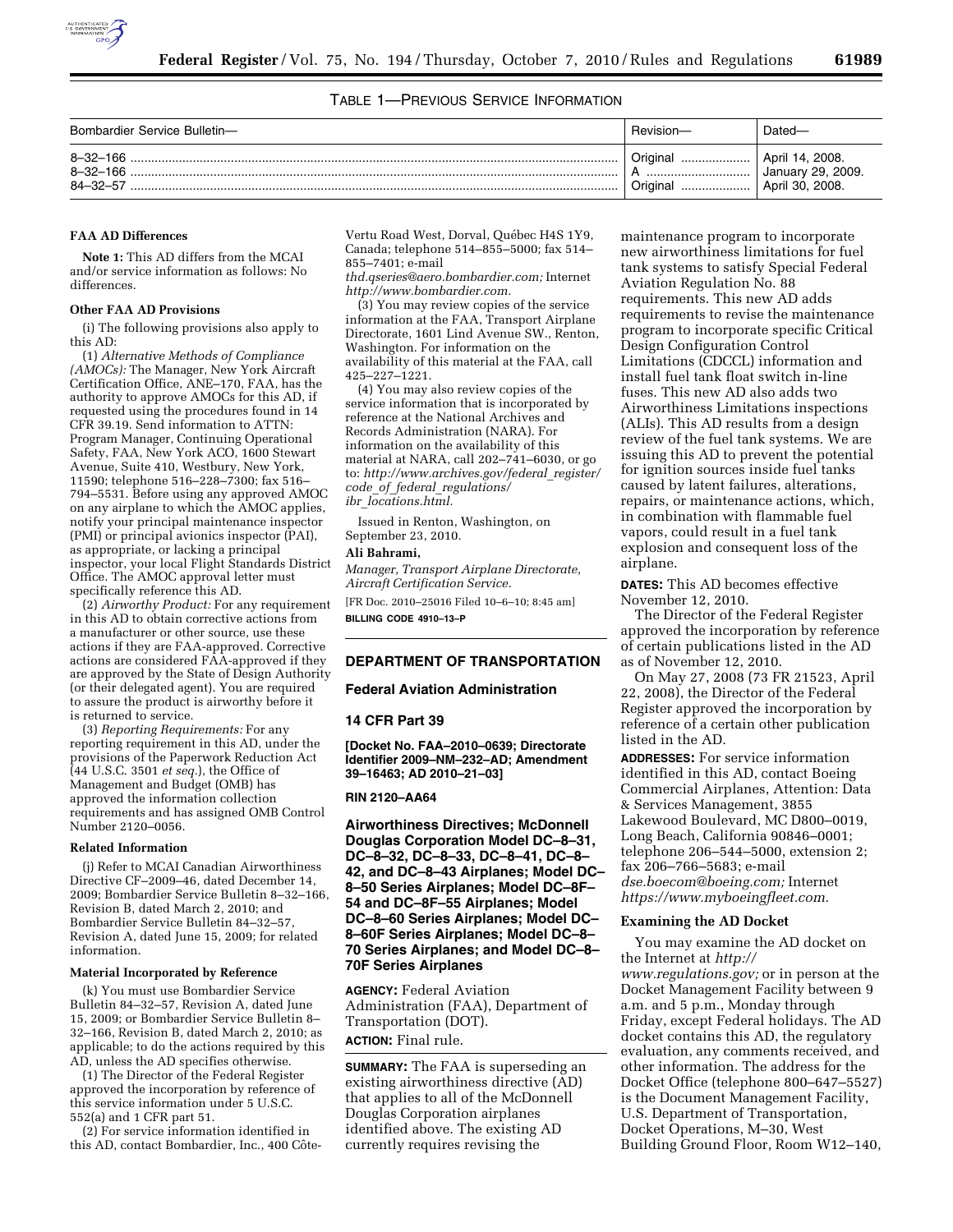TABLE 1—PREVIOUS SERVICE INFORMATION

| Bombardier Service Bulletin— | Revision— | Dated— |
| --- | --- | --- |
| 8–32–166 | Original | April 14, 2008. |
| 8–32–166 | A | January 29, 2009. |
| 84–32–57 | Original | April 30, 2008. |

**FAA AD Differences**

**Note 1:** This AD differs from the MCAI and/or service information as follows: No differences.

**Other FAA AD Provisions**

(i) The following provisions also apply to this AD:

(1) *Alternative Methods of Compliance (AMOCs):* The Manager, New York Aircraft Certification Office, ANE–170, FAA, has the authority to approve AMOCs for this AD, if requested using the procedures found in 14 CFR 39.19. Send information to ATTN: Program Manager, Continuing Operational Safety, FAA, New York ACO, 1600 Stewart Avenue, Suite 410, Westbury, New York, 11590; telephone 516–228–7300; fax 516–794–5531. Before using any approved AMOC on any airplane to which the AMOC applies, notify your principal maintenance inspector (PMI) or principal avionics inspector (PAI), as appropriate, or lacking a principal inspector, your local Flight Standards District Office. The AMOC approval letter must specifically reference this AD.

(2) *Airworthy Product:* For any requirement in this AD to obtain corrective actions from a manufacturer or other source, use these actions if they are FAA-approved. Corrective actions are considered FAA-approved if they are approved by the State of Design Authority (or their delegated agent). You are required to assure the product is airworthy before it is returned to service.

(3) *Reporting Requirements:* For any reporting requirement in this AD, under the provisions of the Paperwork Reduction Act (44 U.S.C. 3501 *et seq.*), the Office of Management and Budget (OMB) has approved the information collection requirements and has assigned OMB Control Number 2120–0056.

**Related Information**

(j) Refer to MCAI Canadian Airworthiness Directive CF–2009–46, dated December 14, 2009; Bombardier Service Bulletin 8–32–166, Revision B, dated March 2, 2010; and Bombardier Service Bulletin 84–32–57, Revision A, dated June 15, 2009; for related information.

**Material Incorporated by Reference**

(k) You must use Bombardier Service Bulletin 84–32–57, Revision A, dated June 15, 2009; or Bombardier Service Bulletin 8–32–166, Revision B, dated March 2, 2010; as applicable; to do the actions required by this AD, unless the AD specifies otherwise.

(1) The Director of the Federal Register approved the incorporation by reference of this service information under 5 U.S.C. 552(a) and 1 CFR part 51.

(2) For service information identified in this AD, contact Bombardier, Inc., 400 Côte-Vertu Road West, Dorval, Québec H4S 1Y9, Canada; telephone 514–855–5000; fax 514–855–7401; e-mail *thd.qseries@aero.bombardier.com;* Internet *http://www.bombardier.com.*

(3) You may review copies of the service information at the FAA, Transport Airplane Directorate, 1601 Lind Avenue SW., Renton, Washington. For information on the availability of this material at the FAA, call 425–227–1221.

(4) You may also review copies of the service information that is incorporated by reference at the National Archives and Records Administration (NARA). For information on the availability of this material at NARA, call 202–741–6030, or go to: *http://www.archives.gov/federal_register/code_of_federal_regulations/ibr_locations.html.*

Issued in Renton, Washington, on September 23, 2010.

**Ali Bahrami,**

*Manager, Transport Airplane Directorate, Aircraft Certification Service.*

[FR Doc. 2010–25016 Filed 10–6–10; 8:45 am]

**BILLING CODE 4910–13–P**

## DEPARTMENT OF TRANSPORTATION

## Federal Aviation Administration

## 14 CFR Part 39

**[Docket No. FAA–2010–0639; Directorate Identifier 2009–NM–232–AD; Amendment 39–16463; AD 2010–21–03]**

**RIN 2120–AA64**

## Airworthiness Directives; McDonnell Douglas Corporation Model DC–8–31, DC–8–32, DC–8–33, DC–8–41, DC–8–42, and DC–8–43 Airplanes; Model DC–8–50 Series Airplanes; Model DC–8F–54 and DC–8F–55 Airplanes; Model DC–8–60 Series Airplanes; Model DC–8–60F Series Airplanes; Model DC–8–70 Series Airplanes; and Model DC–8–70F Series Airplanes

**AGENCY:** Federal Aviation Administration (FAA), Department of Transportation (DOT).

**ACTION:** Final rule.

**SUMMARY:** The FAA is superseding an existing airworthiness directive (AD) that applies to all of the McDonnell Douglas Corporation airplanes identified above. The existing AD currently requires revising the maintenance program to incorporate new airworthiness limitations for fuel tank systems to satisfy Special Federal Aviation Regulation No. 88 requirements. This new AD adds requirements to revise the maintenance program to incorporate specific Critical Design Configuration Control Limitations (CDCCL) information and install fuel tank float switch in-line fuses. This new AD also adds two Airworthiness Limitations inspections (ALIs). This AD results from a design review of the fuel tank systems. We are issuing this AD to prevent the potential for ignition sources inside fuel tanks caused by latent failures, alterations, repairs, or maintenance actions, which, in combination with flammable fuel vapors, could result in a fuel tank explosion and consequent loss of the airplane.

**DATES:** This AD becomes effective November 12, 2010.

The Director of the Federal Register approved the incorporation by reference of certain publications listed in the AD as of November 12, 2010.

On May 27, 2008 (73 FR 21523, April 22, 2008), the Director of the Federal Register approved the incorporation by reference of a certain other publication listed in the AD.

**ADDRESSES:** For service information identified in this AD, contact Boeing Commercial Airplanes, Attention: Data & Services Management, 3855 Lakewood Boulevard, MC D800–0019, Long Beach, California 90846–0001; telephone 206–544–5000, extension 2; fax 206–766–5683; e-mail *dse.boecom@boeing.com;* Internet *https://www.myboeingfleet.com.*

**Examining the AD Docket**

You may examine the AD docket on the Internet at *http://www.regulations.gov;* or in person at the Docket Management Facility between 9 a.m. and 5 p.m., Monday through Friday, except Federal holidays. The AD docket contains this AD, the regulatory evaluation, any comments received, and other information. The address for the Docket Office (telephone 800–647–5527) is the Document Management Facility, U.S. Department of Transportation, Docket Operations, M–30, West Building Ground Floor, Room W12–140,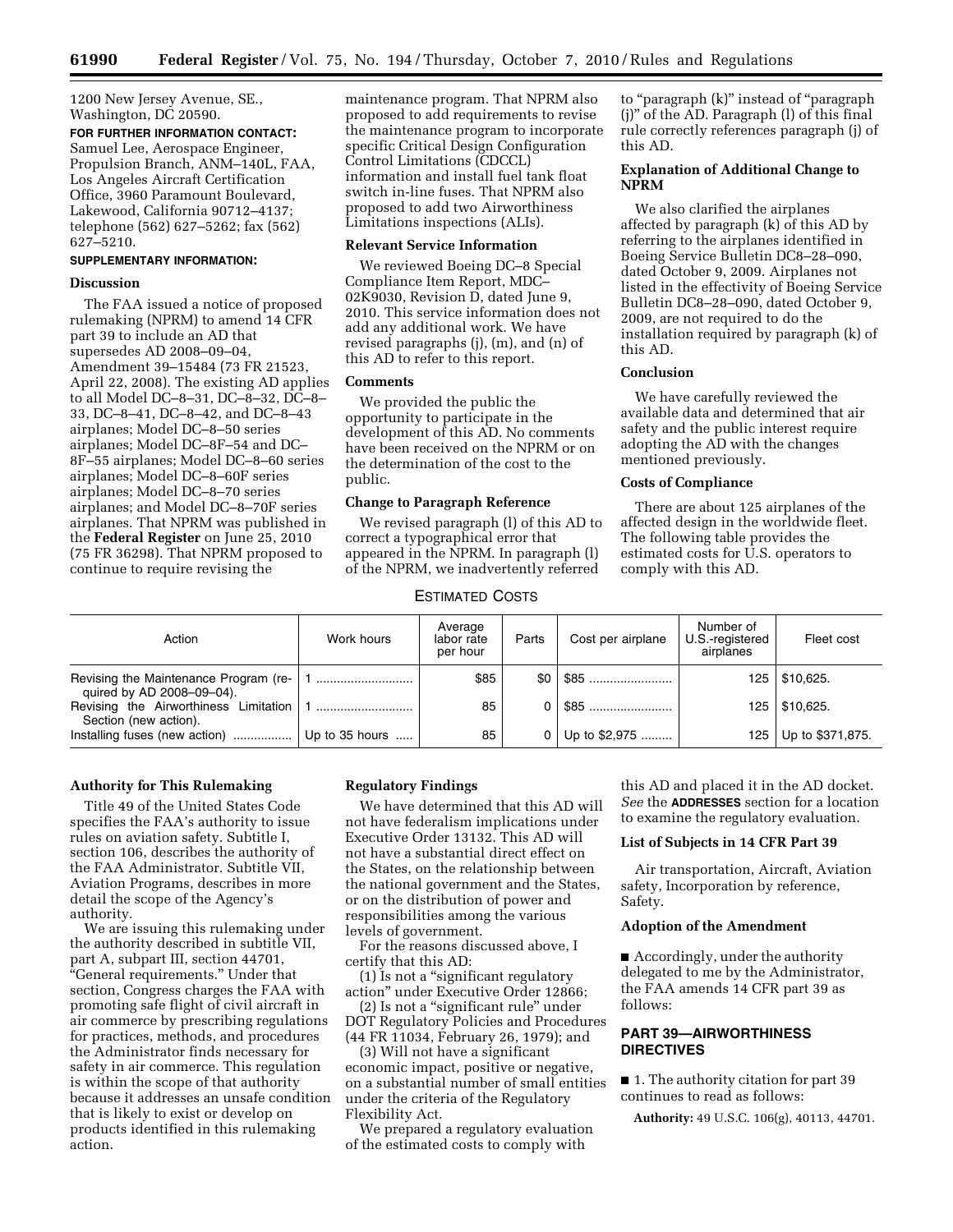1200 New Jersey Avenue, SE., Washington, DC 20590.

**FOR FURTHER INFORMATION CONTACT:** Samuel Lee, Aerospace Engineer, Propulsion Branch, ANM–140L, FAA, Los Angeles Aircraft Certification Office, 3960 Paramount Boulevard, Lakewood, California 90712–4137; telephone (562) 627–5262; fax (562) 627–5210.

**SUPPLEMENTARY INFORMATION:**

### Discussion

The FAA issued a notice of proposed rulemaking (NPRM) to amend 14 CFR part 39 to include an AD that supersedes AD 2008–09–04, Amendment 39–15484 (73 FR 21523, April 22, 2008). The existing AD applies to all Model DC–8–31, DC–8–32, DC–8–33, DC–8–41, DC–8–42, and DC–8–43 airplanes; Model DC–8–50 series airplanes; Model DC–8F–54 and DC–8F–55 airplanes; Model DC–8–60 series airplanes; Model DC–8–60F series airplanes; Model DC–8–70 series airplanes; and Model DC–8–70F series airplanes. That NPRM was published in the **Federal Register** on June 25, 2010 (75 FR 36298). That NPRM proposed to continue to require revising the maintenance program. That NPRM also proposed to add requirements to revise the maintenance program to incorporate specific Critical Design Configuration Control Limitations (CDCCL) information and install fuel tank float switch in-line fuses. That NPRM also proposed to add two Airworthiness Limitations inspections (ALIs).

### Relevant Service Information

We reviewed Boeing DC–8 Special Compliance Item Report, MDC–02K9030, Revision D, dated June 9, 2010. This service information does not add any additional work. We have revised paragraphs (j), (m), and (n) of this AD to refer to this report.

### Comments

We provided the public the opportunity to participate in the development of this AD. No comments have been received on the NPRM or on the determination of the cost to the public.

### Change to Paragraph Reference

We revised paragraph (l) of this AD to correct a typographical error that appeared in the NPRM. In paragraph (l) of the NPRM, we inadvertently referred to "paragraph (k)" instead of "paragraph (j)" of the AD. Paragraph (l) of this final rule correctly references paragraph (j) of this AD.

### Explanation of Additional Change to NPRM

We also clarified the airplanes affected by paragraph (k) of this AD by referring to the airplanes identified in Boeing Service Bulletin DC8–28–090, dated October 9, 2009. Airplanes not listed in the effectivity of Boeing Service Bulletin DC8–28–090, dated October 9, 2009, are not required to do the installation required by paragraph (k) of this AD.

### Conclusion

We have carefully reviewed the available data and determined that air safety and the public interest require adopting the AD with the changes mentioned previously.

### Costs of Compliance

There are about 125 airplanes of the affected design in the worldwide fleet. The following table provides the estimated costs for U.S. operators to comply with this AD.

ESTIMATED COSTS

| Action | Work hours | Average labor rate per hour | Parts | Cost per airplane | Number of U.S.-registered airplanes | Fleet cost |
|---|---|---|---|---|---|---|
| Revising the Maintenance Program (required by AD 2008–09–04). | 1 | $85 | $0 | $85 | 125 | $10,625. |
| Revising the Airworthiness Limitation Section (new action). | 1 | 85 | 0 | $85 | 125 | $10,625. |
| Installing fuses (new action) | Up to 35 hours | 85 | 0 | Up to $2,975 | 125 | Up to $371,875. |

### Authority for This Rulemaking

Title 49 of the United States Code specifies the FAA's authority to issue rules on aviation safety. Subtitle I, section 106, describes the authority of the FAA Administrator. Subtitle VII, Aviation Programs, describes in more detail the scope of the Agency's authority.

We are issuing this rulemaking under the authority described in subtitle VII, part A, subpart III, section 44701, "General requirements." Under that section, Congress charges the FAA with promoting safe flight of civil aircraft in air commerce by prescribing regulations for practices, methods, and procedures the Administrator finds necessary for safety in air commerce. This regulation is within the scope of that authority because it addresses an unsafe condition that is likely to exist or develop on products identified in this rulemaking action.

### Regulatory Findings

We have determined that this AD will not have federalism implications under Executive Order 13132. This AD will not have a substantial direct effect on the States, on the relationship between the national government and the States, or on the distribution of power and responsibilities among the various levels of government.

For the reasons discussed above, I certify that this AD:

(1) Is not a "significant regulatory action" under Executive Order 12866;

(2) Is not a "significant rule" under DOT Regulatory Policies and Procedures (44 FR 11034, February 26, 1979); and

(3) Will not have a significant economic impact, positive or negative, on a substantial number of small entities under the criteria of the Regulatory Flexibility Act.

We prepared a regulatory evaluation of the estimated costs to comply with this AD and placed it in the AD docket. *See* the **ADDRESSES** section for a location to examine the regulatory evaluation.

### List of Subjects in 14 CFR Part 39

Air transportation, Aircraft, Aviation safety, Incorporation by reference, Safety.

### Adoption of the Amendment

■ Accordingly, under the authority delegated to me by the Administrator, the FAA amends 14 CFR part 39 as follows:

## PART 39—AIRWORTHINESS DIRECTIVES

■ 1. The authority citation for part 39 continues to read as follows:

**Authority:** 49 U.S.C. 106(g), 40113, 44701.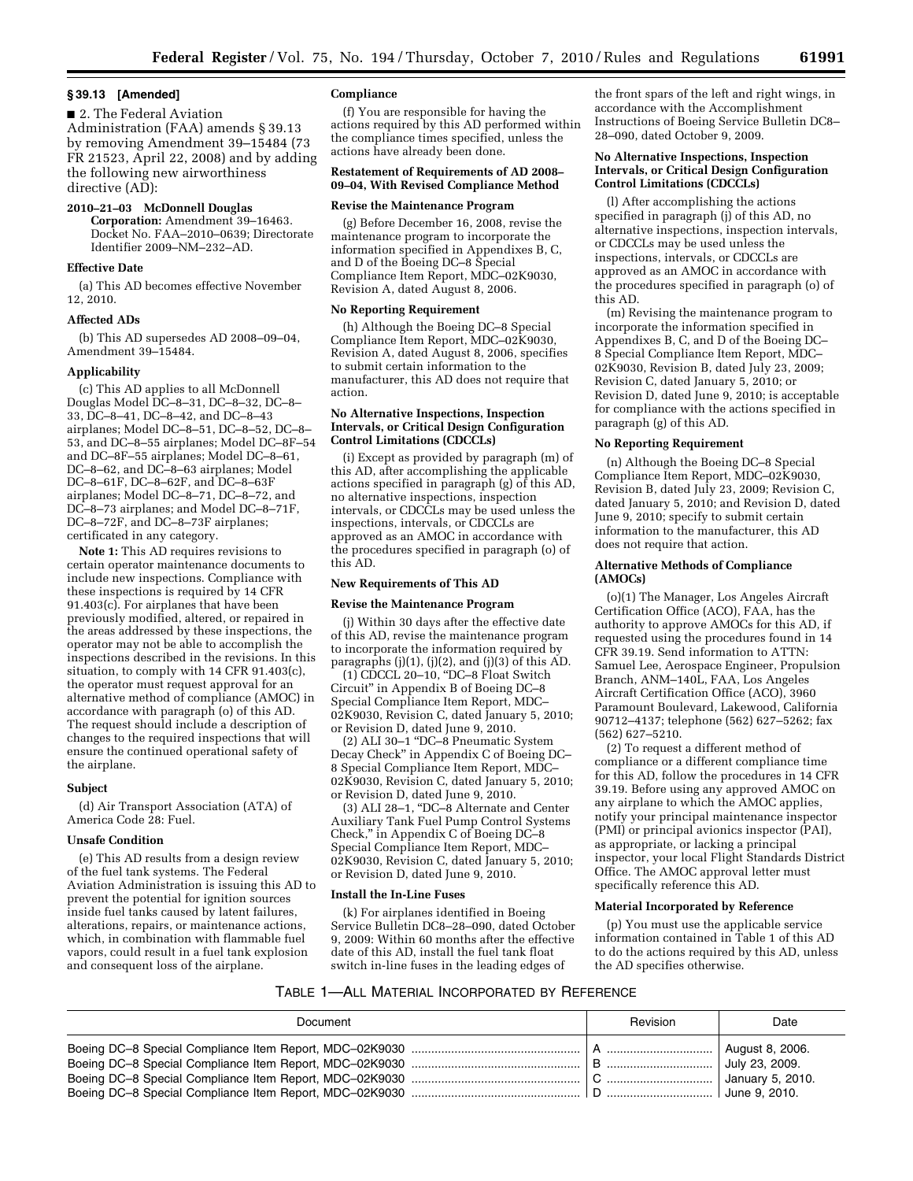## § 39.13 [Amended]

■ 2. The Federal Aviation Administration (FAA) amends § 39.13 by removing Amendment 39–15484 (73 FR 21523, April 22, 2008) and by adding the following new airworthiness directive (AD):

**2010–21–03 McDonnell Douglas Corporation:** Amendment 39–16463. Docket No. FAA–2010–0639; Directorate Identifier 2009–NM–232–AD.

### Effective Date

(a) This AD becomes effective November 12, 2010.

### Affected ADs

(b) This AD supersedes AD 2008–09–04, Amendment 39–15484.

### Applicability

(c) This AD applies to all McDonnell Douglas Model DC–8–31, DC–8–32, DC–8–33, DC–8–41, DC–8–42, and DC–8–43 airplanes; Model DC–8–51, DC–8–52, DC–8–53, and DC–8–55 airplanes; Model DC–8F–54 and DC–8F–55 airplanes; Model DC–8–61, DC–8–62, and DC–8–63 airplanes; Model DC–8–61F, DC–8–62F, and DC–8–63F airplanes; Model DC–8–71, DC–8–72, and DC–8–73 airplanes; and Model DC–8–71F, DC–8–72F, and DC–8–73F airplanes; certificated in any category.

**Note 1:** This AD requires revisions to certain operator maintenance documents to include new inspections. Compliance with these inspections is required by 14 CFR 91.403(c). For airplanes that have been previously modified, altered, or repaired in the areas addressed by these inspections, the operator may not be able to accomplish the inspections described in the revisions. In this situation, to comply with 14 CFR 91.403(c), the operator must request approval for an alternative method of compliance (AMOC) in accordance with paragraph (o) of this AD. The request should include a description of changes to the required inspections that will ensure the continued operational safety of the airplane.

### Subject

(d) Air Transport Association (ATA) of America Code 28: Fuel.

### Unsafe Condition

(e) This AD results from a design review of the fuel tank systems. The Federal Aviation Administration is issuing this AD to prevent the potential for ignition sources inside fuel tanks caused by latent failures, alterations, repairs, or maintenance actions, which, in combination with flammable fuel vapors, could result in a fuel tank explosion and consequent loss of the airplane.

### Compliance

(f) You are responsible for having the actions required by this AD performed within the compliance times specified, unless the actions have already been done.

### Restatement of Requirements of AD 2008–09–04, With Revised Compliance Method

### Revise the Maintenance Program

(g) Before December 16, 2008, revise the maintenance program to incorporate the information specified in Appendixes B, C, and D of the Boeing DC–8 Special Compliance Item Report, MDC–02K9030, Revision A, dated August 8, 2006.

### No Reporting Requirement

(h) Although the Boeing DC–8 Special Compliance Item Report, MDC–02K9030, Revision A, dated August 8, 2006, specifies to submit certain information to the manufacturer, this AD does not require that action.

### No Alternative Inspections, Inspection Intervals, or Critical Design Configuration Control Limitations (CDCCLs)

(i) Except as provided by paragraph (m) of this AD, after accomplishing the applicable actions specified in paragraph (g) of this AD, no alternative inspections, inspection intervals, or CDCCLs may be used unless the inspections, intervals, or CDCCLs are approved as an AMOC in accordance with the procedures specified in paragraph (o) of this AD.

### New Requirements of This AD

### Revise the Maintenance Program

(j) Within 30 days after the effective date of this AD, revise the maintenance program to incorporate the information required by paragraphs (j)(1), (j)(2), and (j)(3) of this AD.

(1) CDCCL 20–10, "DC–8 Float Switch Circuit" in Appendix B of Boeing DC–8 Special Compliance Item Report, MDC–02K9030, Revision C, dated January 5, 2010; or Revision D, dated June 9, 2010.

(2) ALI 30–1 "DC–8 Pneumatic System Decay Check" in Appendix C of Boeing DC–8 Special Compliance Item Report, MDC–02K9030, Revision C, dated January 5, 2010; or Revision D, dated June 9, 2010.

(3) ALI 28–1, "DC–8 Alternate and Center Auxiliary Tank Fuel Pump Control Systems Check," in Appendix C of Boeing DC–8 Special Compliance Item Report, MDC–02K9030, Revision C, dated January 5, 2010; or Revision D, dated June 9, 2010.

### Install the In-Line Fuses

(k) For airplanes identified in Boeing Service Bulletin DC8–28–090, dated October 9, 2009: Within 60 months after the effective date of this AD, install the fuel tank float switch in-line fuses in the leading edges of the front spars of the left and right wings, in accordance with the Accomplishment Instructions of Boeing Service Bulletin DC8–28–090, dated October 9, 2009.

### No Alternative Inspections, Inspection Intervals, or Critical Design Configuration Control Limitations (CDCCLs)

(l) After accomplishing the actions specified in paragraph (j) of this AD, no alternative inspections, inspection intervals, or CDCCLs may be used unless the inspections, intervals, or CDCCLs are approved as an AMOC in accordance with the procedures specified in paragraph (o) of this AD.

(m) Revising the maintenance program to incorporate the information specified in Appendixes B, C, and D of the Boeing DC–8 Special Compliance Item Report, MDC–02K9030, Revision B, dated July 23, 2009; Revision C, dated January 5, 2010; or Revision D, dated June 9, 2010; is acceptable for compliance with the actions specified in paragraph (g) of this AD.

### No Reporting Requirement

(n) Although the Boeing DC–8 Special Compliance Item Report, MDC–02K9030, Revision B, dated July 23, 2009; Revision C, dated January 5, 2010; and Revision D, dated June 9, 2010; specify to submit certain information to the manufacturer, this AD does not require that action.

### Alternative Methods of Compliance (AMOCs)

(o)(1) The Manager, Los Angeles Aircraft Certification Office (ACO), FAA, has the authority to approve AMOCs for this AD, if requested using the procedures found in 14 CFR 39.19. Send information to ATTN: Samuel Lee, Aerospace Engineer, Propulsion Branch, ANM–140L, FAA, Los Angeles Aircraft Certification Office (ACO), 3960 Paramount Boulevard, Lakewood, California 90712–4137; telephone (562) 627–5262; fax (562) 627–5210.

(2) To request a different method of compliance or a different compliance time for this AD, follow the procedures in 14 CFR 39.19. Before using any approved AMOC on any airplane to which the AMOC applies, notify your principal maintenance inspector (PMI) or principal avionics inspector (PAI), as appropriate, or lacking a principal inspector, your local Flight Standards District Office. The AMOC approval letter must specifically reference this AD.

### Material Incorporated by Reference

(p) You must use the applicable service information contained in Table 1 of this AD to do the actions required by this AD, unless the AD specifies otherwise.

TABLE 1—ALL MATERIAL INCORPORATED BY REFERENCE

| Document | Revision | Date |
| --- | --- | --- |
| Boeing DC–8 Special Compliance Item Report, MDC–02K9030 | A | August 8, 2006. |
| Boeing DC–8 Special Compliance Item Report, MDC–02K9030 | B | July 23, 2009. |
| Boeing DC–8 Special Compliance Item Report, MDC–02K9030 | C | January 5, 2010. |
| Boeing DC–8 Special Compliance Item Report, MDC–02K9030 | D | June 9, 2010. |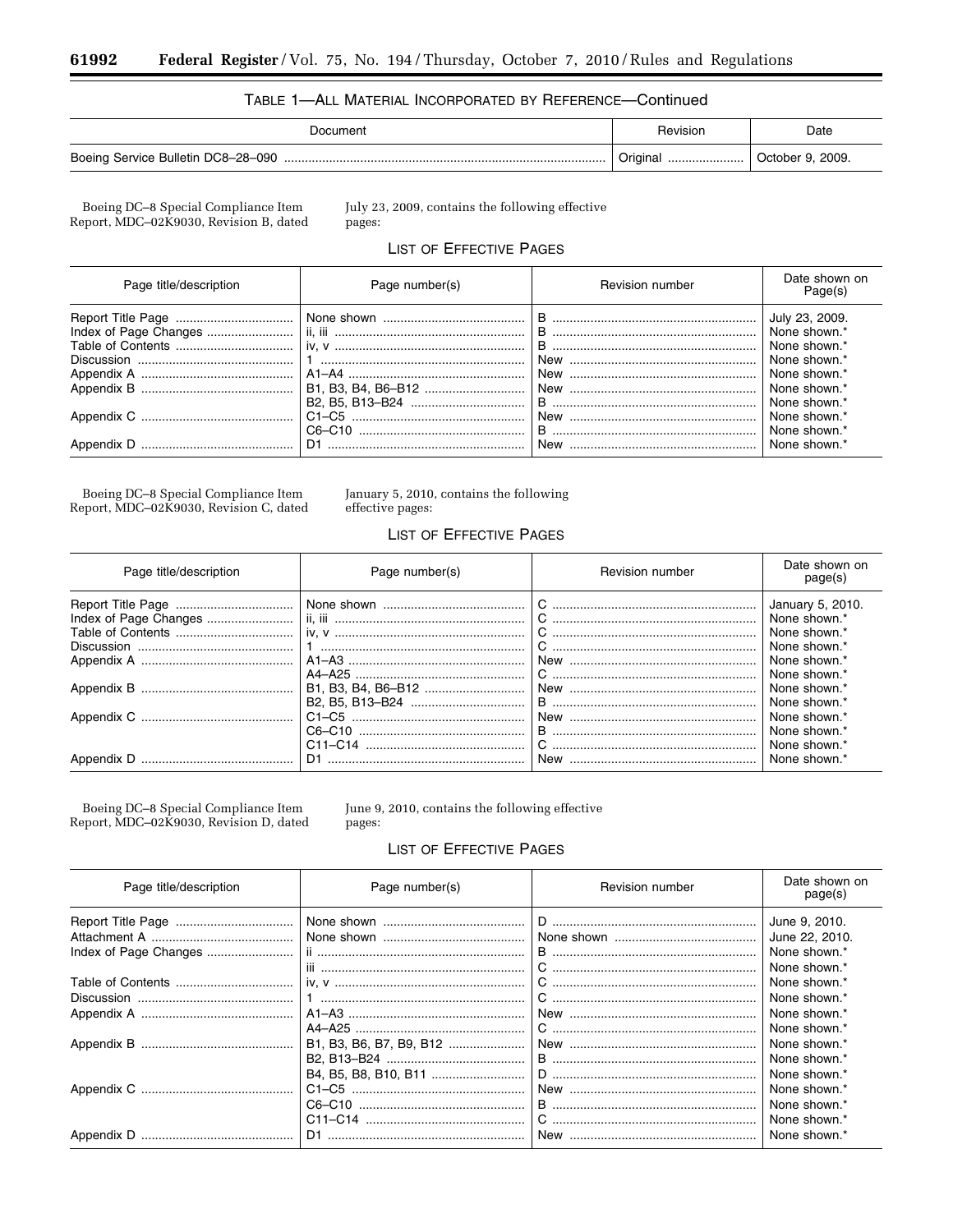TABLE 1—ALL MATERIAL INCORPORATED BY REFERENCE—Continued

| Document | Revision | Date |
| --- | --- | --- |
| Boeing Service Bulletin DC8–28–090 | Original | October 9, 2009. |

Boeing DC–8 Special Compliance Item Report, MDC–02K9030, Revision B, dated July 23, 2009, contains the following effective pages:

LIST OF EFFECTIVE PAGES

| Page title/description | Page number(s) | Revision number | Date shown on Page(s) |
| --- | --- | --- | --- |
| Report Title Page | None shown | B | July 23, 2009. |
| Index of Page Changes | ii, iii | B | None shown.* |
| Table of Contents | iv, v | B | None shown.* |
| Discussion | 1 | New | None shown.* |
| Appendix A | A1–A4 | New | None shown.* |
| Appendix B | B1, B3, B4, B6–B12 | New | None shown.* |
| | B2, B5, B13–B24 | B | None shown.* |
| Appendix C | C1–C5 | New | None shown.* |
| | C6–C10 | B | None shown.* |
| Appendix D | D1 | New | None shown.* |

Boeing DC–8 Special Compliance Item Report, MDC–02K9030, Revision C, dated January 5, 2010, contains the following effective pages:

LIST OF EFFECTIVE PAGES

| Page title/description | Page number(s) | Revision number | Date shown on page(s) |
| --- | --- | --- | --- |
| Report Title Page | None shown | C | January 5, 2010. |
| Index of Page Changes | ii, iii | C | None shown.* |
| Table of Contents | iv, v | C | None shown.* |
| Discussion | 1 | C | None shown.* |
| Appendix A | A1–A3 | New | None shown.* |
| | A4–A25 | C | None shown.* |
| Appendix B | B1, B3, B4, B6–B12 | New | None shown.* |
| | B2, B5, B13–B24 | B | None shown.* |
| Appendix C | C1–C5 | New | None shown.* |
| | C6–C10 | B | None shown.* |
| | C11–C14 | C | None shown.* |
| Appendix D | D1 | New | None shown.* |

Boeing DC–8 Special Compliance Item Report, MDC–02K9030, Revision D, dated June 9, 2010, contains the following effective pages:

LIST OF EFFECTIVE PAGES

| Page title/description | Page number(s) | Revision number | Date shown on page(s) |
| --- | --- | --- | --- |
| Report Title Page | None shown | D | June 9, 2010. |
| Attachment A | None shown | None shown | June 22, 2010. |
| Index of Page Changes | ii | B | None shown.* |
| | iii | C | None shown.* |
| Table of Contents | iv, v | C | None shown.* |
| Discussion | 1 | C | None shown.* |
| Appendix A | A1–A3 | New | None shown.* |
| | A4–A25 | C | None shown.* |
| Appendix B | B1, B3, B6, B7, B9, B12 | New | None shown.* |
| | B2, B13–B24 | B | None shown.* |
| | B4, B5, B8, B10, B11 | D | None shown.* |
| Appendix C | C1–C5 | New | None shown.* |
| | C6–C10 | B | None shown.* |
| | C11–C14 | C | None shown.* |
| Appendix D | D1 | New | None shown.* |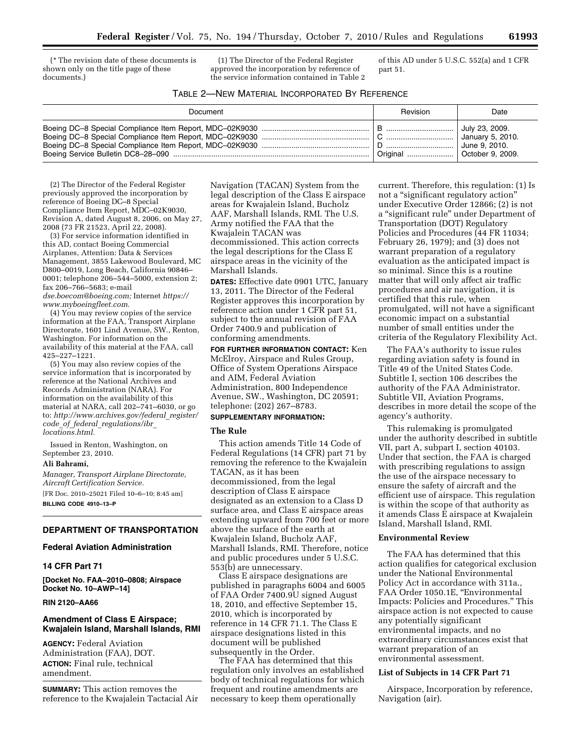(* The revision date of these documents is shown only on the title page of these documents.)

(1) The Director of the Federal Register approved the incorporation by reference of the service information contained in Table 2 of this AD under 5 U.S.C. 552(a) and 1 CFR part 51.

TABLE 2—NEW MATERIAL INCORPORATED BY REFERENCE

| Document | Revision | Date |
|---|---|---|
| Boeing DC–8 Special Compliance Item Report, MDC–02K9030 | B | July 23, 2009. |
| Boeing DC–8 Special Compliance Item Report, MDC–02K9030 | C | January 5, 2010. |
| Boeing DC–8 Special Compliance Item Report, MDC–02K9030 | D | June 9, 2010. |
| Boeing Service Bulletin DC8–28–090 | Original | October 9, 2009. |

(2) The Director of the Federal Register previously approved the incorporation by reference of Boeing DC–8 Special Compliance Item Report, MDC–02K9030, Revision A, dated August 8, 2006, on May 27, 2008 (73 FR 21523, April 22, 2008).

(3) For service information identified in this AD, contact Boeing Commercial Airplanes, Attention: Data & Services Management, 3855 Lakewood Boulevard, MC D800–0019, Long Beach, California 90846–0001; telephone 206–544–5000, extension 2; fax 206–766–5683; e-mail *dse.boecom@boeing.com;* Internet *https://www.myboeingfleet.com.*

(4) You may review copies of the service information at the FAA, Transport Airplane Directorate, 1601 Lind Avenue, SW., Renton, Washington. For information on the availability of this material at the FAA, call 425–227–1221.

(5) You may also review copies of the service information that is incorporated by reference at the National Archives and Records Administration (NARA). For information on the availability of this material at NARA, call 202–741–6030, or go to: *http://www.archives.gov/federal_register/code_of_federal_regulations/ibr_locations.html.*

Issued in Renton, Washington, on September 23, 2010.

**Ali Bahrami,**

*Manager, Transport Airplane Directorate, Aircraft Certification Service.*

[FR Doc. 2010–25021 Filed 10–6–10; 8:45 am]

**BILLING CODE 4910–13–P**

## DEPARTMENT OF TRANSPORTATION

### Federal Aviation Administration

### 14 CFR Part 71

**[Docket No. FAA–2010–0808; Airspace Docket No. 10–AWP–14]**

**RIN 2120–AA66**

### Amendment of Class E Airspace; Kwajalein Island, Marshall Islands, RMI

**AGENCY:** Federal Aviation Administration (FAA), DOT.

**ACTION:** Final rule, technical amendment.

**SUMMARY:** This action removes the reference to the Kwajalein Tactacial Air Navigation (TACAN) System from the legal description of the Class E airspace areas for Kwajalein Island, Bucholz AAF, Marshall Islands, RMI. The U.S. Army notified the FAA that the Kwajalein TACAN was decommissioned. This action corrects the legal descriptions for the Class E airspace areas in the vicinity of the Marshall Islands.

**DATES:** Effective date 0901 UTC, January 13, 2011. The Director of the Federal Register approves this incorporation by reference action under 1 CFR part 51, subject to the annual revision of FAA Order 7400.9 and publication of conforming amendments.

**FOR FURTHER INFORMATION CONTACT:** Ken McElroy, Airspace and Rules Group, Office of System Operations Airspace and AIM, Federal Aviation Administration, 800 Independence Avenue, SW., Washington, DC 20591; telephone: (202) 267–8783.

**SUPPLEMENTARY INFORMATION:**

#### The Rule

This action amends Title 14 Code of Federal Regulations (14 CFR) part 71 by removing the reference to the Kwajalein TACAN, as it has been decommissioned, from the legal description of Class E airspace designated as an extension to a Class D surface area, and Class E airspace areas extending upward from 700 feet or more above the surface of the earth at Kwajalein Island, Bucholz AAF, Marshall Islands, RMI. Therefore, notice and public procedures under 5 U.S.C. 553(b) are unnecessary.

Class E airspace designations are published in paragraphs 6004 and 6005 of FAA Order 7400.9U signed August 18, 2010, and effective September 15, 2010, which is incorporated by reference in 14 CFR 71.1. The Class E airspace designations listed in this document will be published subsequently in the Order.

The FAA has determined that this regulation only involves an established body of technical regulations for which frequent and routine amendments are necessary to keep them operationally current. Therefore, this regulation: (1) Is not a "significant regulatory action" under Executive Order 12866; (2) is not a "significant rule" under Department of Transportation (DOT) Regulatory Policies and Procedures (44 FR 11034; February 26, 1979); and (3) does not warrant preparation of a regulatory evaluation as the anticipated impact is so minimal. Since this is a routine matter that will only affect air traffic procedures and air navigation, it is certified that this rule, when promulgated, will not have a significant economic impact on a substantial number of small entities under the criteria of the Regulatory Flexibility Act.

The FAA's authority to issue rules regarding aviation safety is found in Title 49 of the United States Code. Subtitle I, section 106 describes the authority of the FAA Administrator. Subtitle VII, Aviation Programs, describes in more detail the scope of the agency's authority.

This rulemaking is promulgated under the authority described in subtitle VII, part A, subpart I, section 40103. Under that section, the FAA is charged with prescribing regulations to assign the use of the airspace necessary to ensure the safety of aircraft and the efficient use of airspace. This regulation is within the scope of that authority as it amends Class E airspace at Kwajalein Island, Marshall Island, RMI.

#### Environmental Review

The FAA has determined that this action qualifies for categorical exclusion under the National Environmental Policy Act in accordance with 311a., FAA Order 1050.1E, "Environmental Impacts: Policies and Procedures." This airspace action is not expected to cause any potentially significant environmental impacts, and no extraordinary circumstances exist that warrant preparation of an environmental assessment.

#### List of Subjects in 14 CFR Part 71

Airspace, Incorporation by reference, Navigation (air).